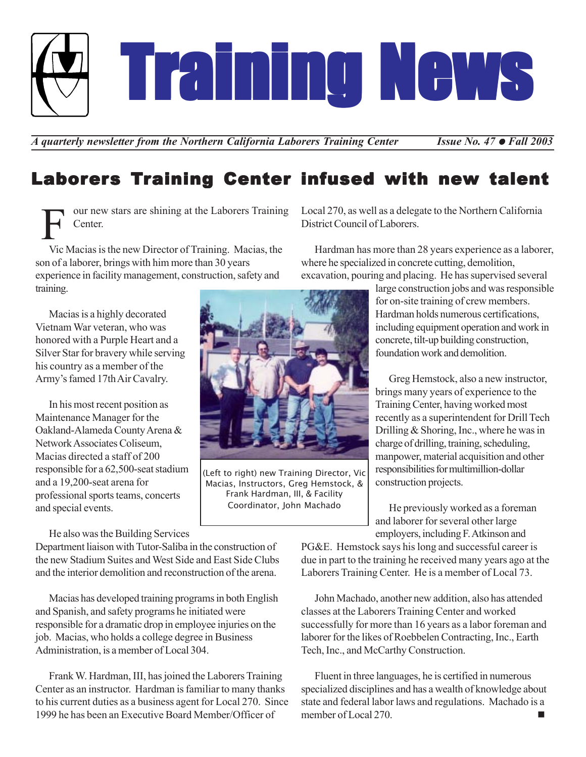# Training News

*A quarterly newsletter from the Northern California Laborers Training Center* *Issue No. 47 ● Fall 2003*

## Laborers Training Center infused with new talent

Four new stars are shining at the Laborers Training Center.

Vic Macias is the new Director of Training. Macias, the son of a laborer, brings with him more than 30 years experience in facility management, construction, safety and training.

Macias is a highly decorated Vietnam War veteran, who was honored with a Purple Heart and a Silver Star for bravery while serving his country as a member of the Army's famed 17th Air Cavalry.

In his most recent position as Maintenance Manager for the Oakland-Alameda County Arena & Network Associates Coliseum, Macias directed a staff of 200 responsible for a 62,500-seat stadium and a 19,200-seat arena for professional sports teams, concerts and special events.

He also was the Building Services Department liaison with Tutor-Saliba in the construction of the new Stadium Suites and West Side and East Side Clubs and the interior demolition and reconstruction of the arena.

Macias has developed training programs in both English and Spanish, and safety programs he initiated were responsible for a dramatic drop in employee injuries on the job. Macias, who holds a college degree in Business Administration, is a member of Local 304.

Frank W. Hardman, III, has joined the Laborers Training Center as an instructor. Hardman is familiar to many thanks to his current duties as a business agent for Local 270. Since 1999 he has been an Executive Board Member/Officer of Local 270, as well as a delegate to the Northern California District Council of Laborers.

Hardman has more than 28 years experience as a laborer, where he specialized in concrete cutting, demolition, excavation, pouring and placing. He has supervised several large construction jobs and was responsible for on-site training of crew members. Hardman holds numerous certifications, including equipment operation and work in concrete, tilt-up building construction, foundation work and demolition.

(Left to right) new Training Director, Vic Macias, Instructors, Greg Hemstock, & Frank Hardman, III, & Facility Coordinator, John Machado

Greg Hemstock, also a new instructor, brings many years of experience to the Training Center, having worked most recently as a superintendent for Drill Tech Drilling & Shoring, Inc., where he was in charge of drilling, training, scheduling, manpower, material acquisition and other responsibilities for multimillion-dollar construction projects.

He previously worked as a foreman and laborer for several other large employers, including F. Atkinson and PG&E. Hemstock says his long and successful career is due in part to the training he received many years ago at the Laborers Training Center. He is a member of Local 73.

John Machado, another new addition, also has attended classes at the Laborers Training Center and worked successfully for more than 16 years as a labor foreman and laborer for the likes of Roebbelen Contracting, Inc., Earth Tech, Inc., and McCarthy Construction.

Fluent in three languages, he is certified in numerous specialized disciplines and has a wealth of knowledge about state and federal labor laws and regulations. Machado is a member of Local 270. ■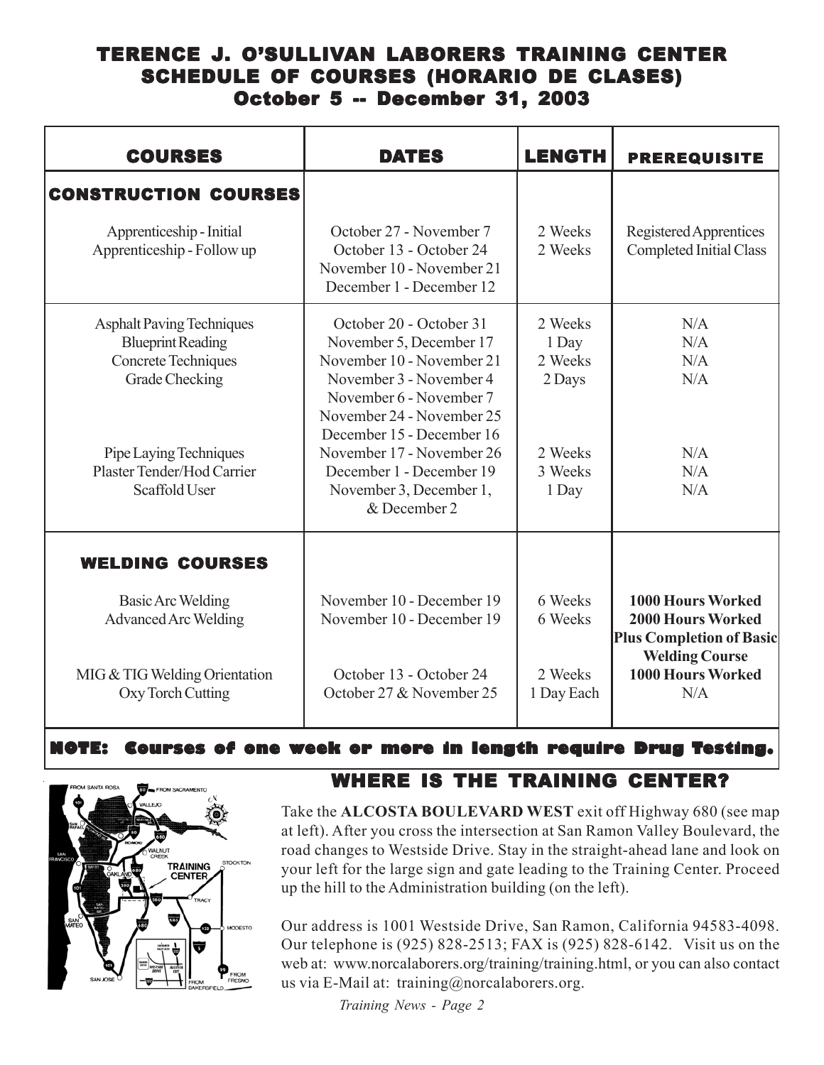# TERENCE J. O'SULLIVAN LABORERS TRAINING CENTER
## SCHEDULE OF COURSES (HORARIO DE CLASES)
### October 5 -- December 31, 2003

| COURSES | DATES | LENGTH | PREREQUISITE |
|---|---|---|---|
| **CONSTRUCTION COURSES** | | | |
| Apprenticeship - Initial | October 27 - November 7 | 2 Weeks | Registered Apprentices |
| Apprenticeship - Follow up | October 13 - October 24<br>November 10 - November 21<br>December 1 - December 12 | 2 Weeks | Completed Initial Class |
| Asphalt Paving Techniques | October 20 - October 31 | 2 Weeks | N/A |
| Blueprint Reading | November 5, December 17 | 1 Day | N/A |
| Concrete Techniques | November 10 - November 21 | 2 Weeks | N/A |
| Grade Checking | November 3 - November 4<br>November 6 - November 7<br>November 24 - November 25<br>December 15 - December 16 | 2 Days | N/A |
| Pipe Laying Techniques | November 17 - November 26 | 2 Weeks | N/A |
| Plaster Tender/Hod Carrier | December 1 - December 19 | 3 Weeks | N/A |
| Scaffold User | November 3, December 1, & December 2 | 1 Day | N/A |
| **WELDING COURSES** | | | |
| Basic Arc Welding | November 10 - December 19 | 6 Weeks | **1000 Hours Worked** |
| Advanced Arc Welding | November 10 - December 19 | 6 Weeks | **2000 Hours Worked Plus Completion of Basic Welding Course** |
| MIG & TIG Welding Orientation | October 13 - October 24 | 2 Weeks | **1000 Hours Worked** |
| Oxy Torch Cutting | October 27 & November 25 | 1 Day Each | N/A |

**NOTE: Courses of one week or more in length require Drug Testing.**

## WHERE IS THE TRAINING CENTER?

Take the **ALCOSTA BOULEVARD WEST** exit off Highway 680 (see map at left). After you cross the intersection at San Ramon Valley Boulevard, the road changes to Westside Drive. Stay in the straight-ahead lane and look on your left for the large sign and gate leading to the Training Center. Proceed up the hill to the Administration building (on the left).

Our address is 1001 Westside Drive, San Ramon, California 94583-4098. Our telephone is (925) 828-2513; FAX is (925) 828-6142. Visit us on the web at: www.norcalaborers.org/training/training.html, or you can also contact us via E-Mail at: training@norcalaborers.org.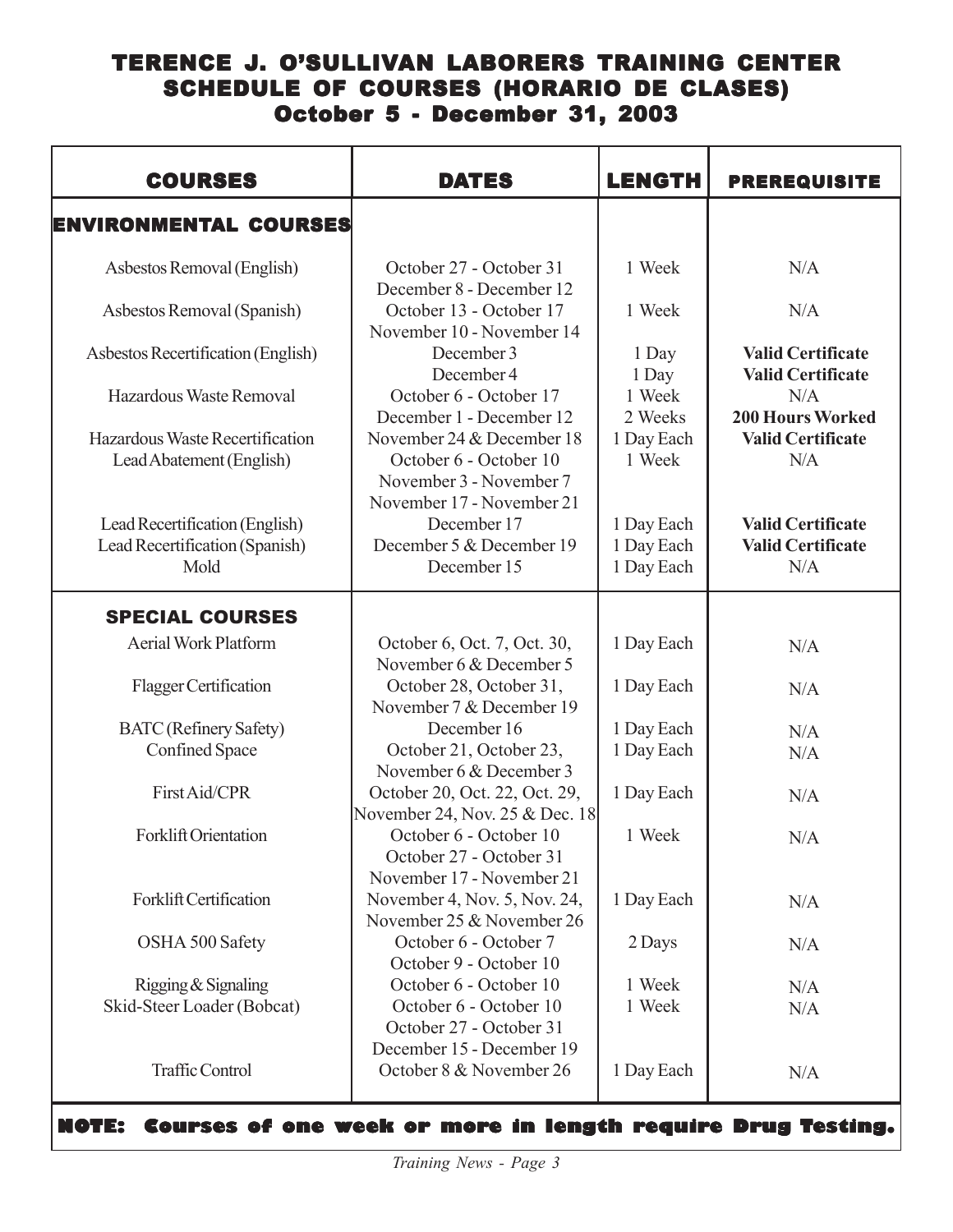# TERENCE J. O'SULLIVAN LABORERS TRAINING CENTER
## SCHEDULE OF COURSES (HORARIO DE CLASES)
### October 5 - December 31, 2003

| COURSES | DATES | LENGTH | PREREQUISITE |
|---|---|---|---|
| **ENVIRONMENTAL COURSES** | | | |
| Asbestos Removal (English) | October 27 - October 31<br>December 8 - December 12 | 1 Week | N/A |
| Asbestos Removal (Spanish) | October 13 - October 17<br>November 10 - November 14 | 1 Week | N/A |
| Asbestos Recertification (English) | December 3<br>December 4 | 1 Day<br>1 Day | **Valid Certificate**<br>**Valid Certificate** |
| Hazardous Waste Removal | October 6 - October 17<br>December 1 - December 12 | 1 Week<br>2 Weeks | N/A<br>**200 Hours Worked** |
| Hazardous Waste Recertification | November 24 & December 18 | 1 Day Each | **Valid Certificate** |
| Lead Abatement (English) | October 6 - October 10<br>November 3 - November 7<br>November 17 - November 21 | 1 Week | N/A |
| Lead Recertification (English) | December 17 | 1 Day Each | **Valid Certificate** |
| Lead Recertification (Spanish) | December 5 & December 19 | 1 Day Each | **Valid Certificate** |
| Mold | December 15 | 1 Day Each | N/A |
| **SPECIAL COURSES** | | | |
| Aerial Work Platform | October 6, Oct. 7, Oct. 30,<br>November 6 & December 5 | 1 Day Each | N/A |
| Flagger Certification | October 28, October 31,<br>November 7 & December 19 | 1 Day Each | N/A |
| BATC (Refinery Safety) | December 16 | 1 Day Each | N/A |
| Confined Space | October 21, October 23,<br>November 6 & December 3 | 1 Day Each | N/A |
| First Aid/CPR | October 20, Oct. 22, Oct. 29,<br>November 24, Nov. 25 & Dec. 18 | 1 Day Each | N/A |
| Forklift Orientation | October 6 - October 10<br>October 27 - October 31<br>November 17 - November 21 | 1 Week | N/A |
| Forklift Certification | November 4, Nov. 5, Nov. 24,<br>November 25 & November 26 | 1 Day Each | N/A |
| OSHA 500 Safety | October 6 - October 7<br>October 9 - October 10 | 2 Days | N/A |
| Rigging & Signaling | October 6 - October 10 | 1 Week | N/A |
| Skid-Steer Loader (Bobcat) | October 6 - October 10<br>October 27 - October 31<br>December 15 - December 19 | 1 Week | N/A |
| Traffic Control | October 8 & November 26 | 1 Day Each | N/A |

**NOTE: Courses of one week or more in length require Drug Testing.**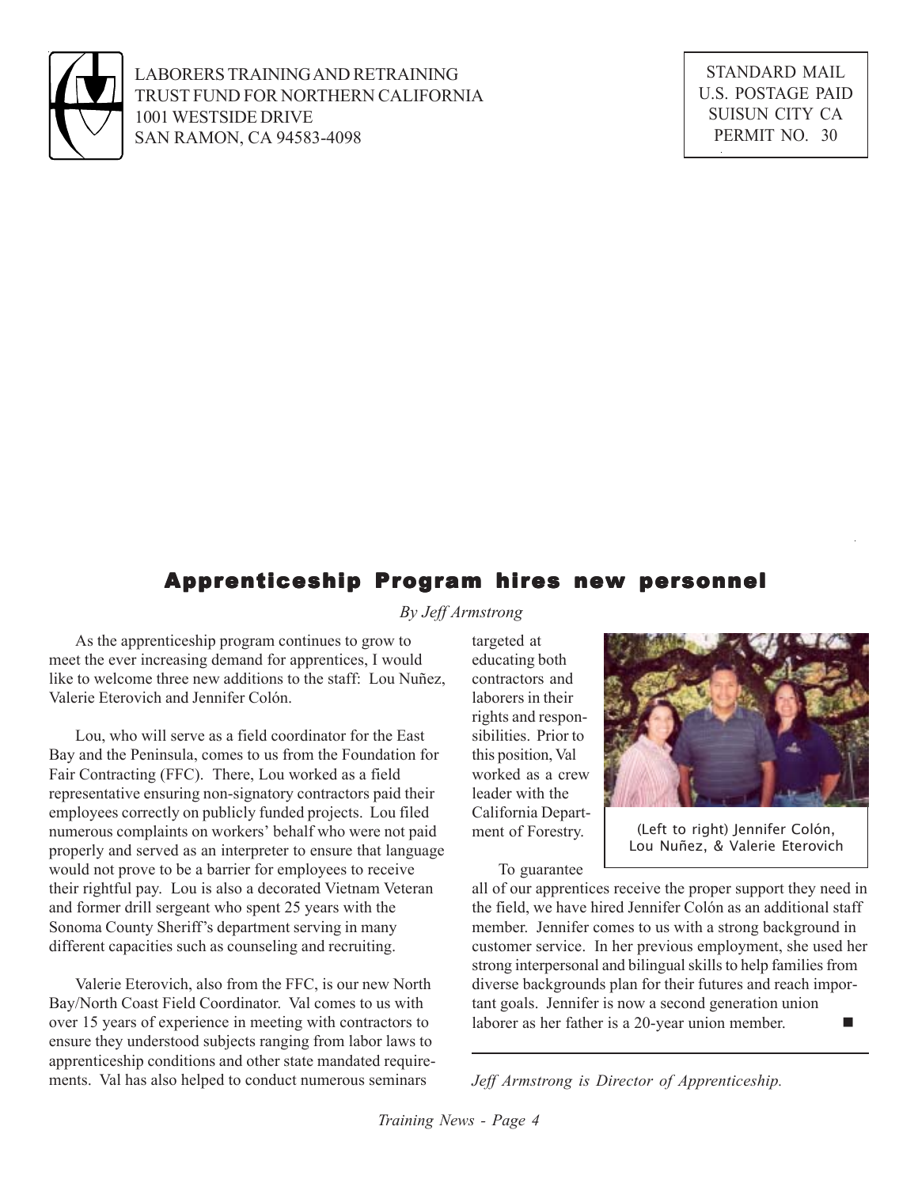LABORERS TRAINING AND RETRAINING
TRUST FUND FOR NORTHERN CALIFORNIA
1001 WESTSIDE DRIVE
SAN RAMON, CA 94583-4098

STANDARD MAIL
U.S. POSTAGE PAID
SUISUN CITY CA
PERMIT NO. 30

## Apprenticeship Program hires new personnel

*By Jeff Armstrong*

As the apprenticeship program continues to grow to meet the ever increasing demand for apprentices, I would like to welcome three new additions to the staff: Lou Nuñez, Valerie Eterovich and Jennifer Colón.

Lou, who will serve as a field coordinator for the East Bay and the Peninsula, comes to us from the Foundation for Fair Contracting (FFC). There, Lou worked as a field representative ensuring non-signatory contractors paid their employees correctly on publicly funded projects. Lou filed numerous complaints on workers' behalf who were not paid properly and served as an interpreter to ensure that language would not prove to be a barrier for employees to receive their rightful pay. Lou is also a decorated Vietnam Veteran and former drill sergeant who spent 25 years with the Sonoma County Sheriff's department serving in many different capacities such as counseling and recruiting.

Valerie Eterovich, also from the FFC, is our new North Bay/North Coast Field Coordinator. Val comes to us with over 15 years of experience in meeting with contractors to ensure they understood subjects ranging from labor laws to apprenticeship conditions and other state mandated requirements. Val has also helped to conduct numerous seminars targeted at educating both contractors and laborers in their rights and responsibilities. Prior to this position, Val worked as a crew leader with the California Department of Forestry.

(Left to right) Jennifer Colón, Lou Nuñez, & Valerie Eterovich

To guarantee all of our apprentices receive the proper support they need in the field, we have hired Jennifer Colón as an additional staff member. Jennifer comes to us with a strong background in customer service. In her previous employment, she used her strong interpersonal and bilingual skills to help families from diverse backgrounds plan for their futures and reach important goals. Jennifer is now a second generation union laborer as her father is a 20-year union member. ■

---

*Jeff Armstrong is Director of Apprenticeship.*